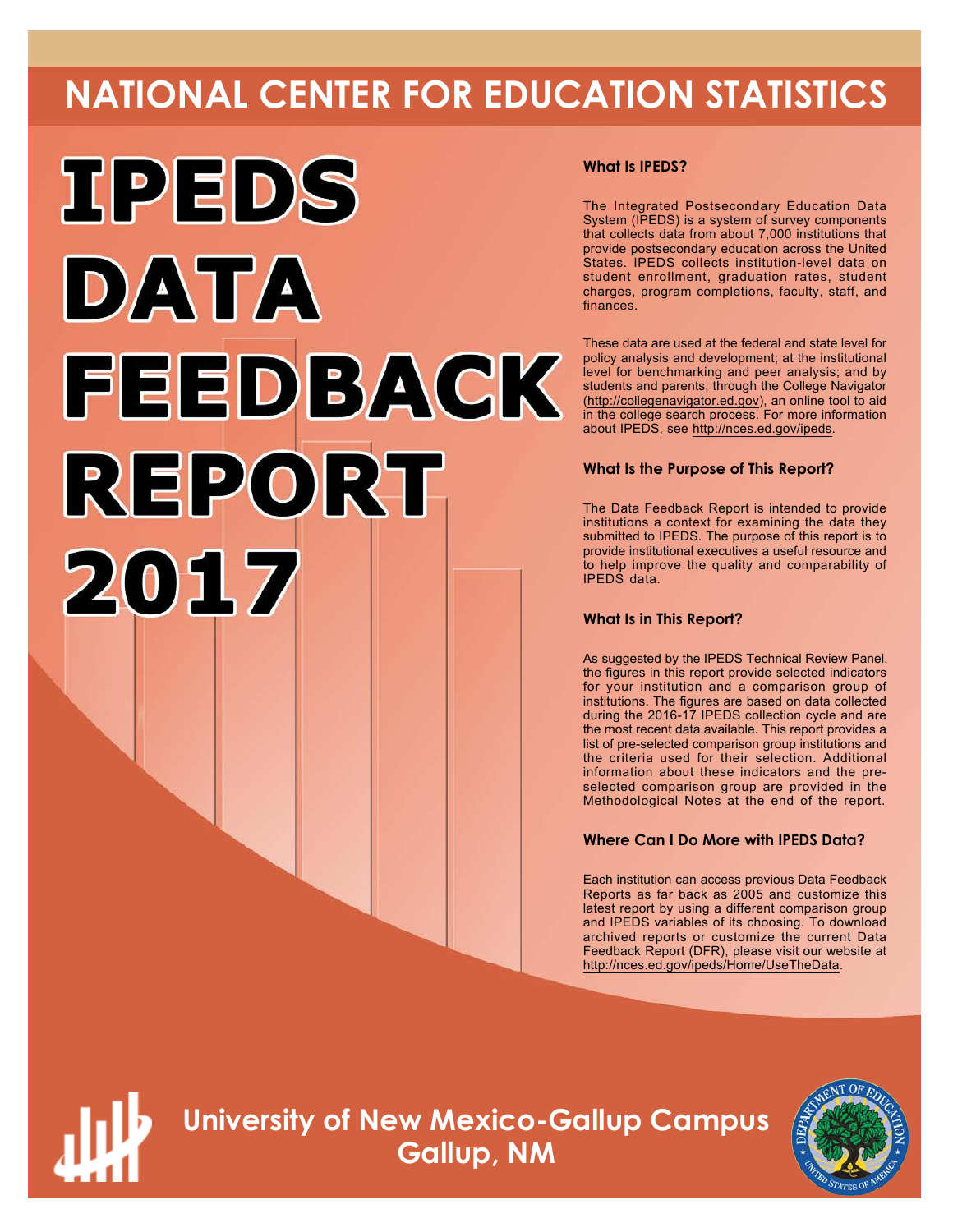# NATIONAL CENTER FOR EDUCATION STATISTICS

# IPEDS DATA FEEDBACK REPORT 2017

### What Is IPEDS?

The Integrated Postsecondary Education Data System (IPEDS) is a system of survey components that collects data from about 7,000 institutions that provide postsecondary education across the United States. IPEDS collects institution-level data on student enrollment, graduation rates, student charges, program completions, faculty, staff, and finances.

These data are used at the federal and state level for policy analysis and development; at the institutional level for benchmarking and peer analysis; and by students and parents, through the College Navigator (http://collegenavigator.ed.gov), an online tool to aid in the college search process. For more information about IPEDS, see http://nces.ed.gov/ipeds.

### What Is the Purpose of This Report?

The Data Feedback Report is intended to provide institutions a context for examining the data they submitted to IPEDS. The purpose of this report is to provide institutional executives a useful resource and to help improve the quality and comparability of IPEDS data.

### What Is in This Report?

As suggested by the IPEDS Technical Review Panel, the figures in this report provide selected indicators for your institution and a comparison group of institutions. The figures are based on data collected during the 2016-17 IPEDS collection cycle and are the most recent data available. This report provides a list of pre-selected comparison group institutions and the criteria used for their selection. Additional information about these indicators and the pre-selected comparison group are provided in the Methodological Notes at the end of the report.

### Where Can I Do More with IPEDS Data?

Each institution can access previous Data Feedback Reports as far back as 2005 and customize this latest report by using a different comparison group and IPEDS variables of its choosing. To download archived reports or customize the current Data Feedback Report (DFR), please visit our website at http://nces.ed.gov/ipeds/Home/UseTheData.

## University of New Mexico-Gallup Campus
## Gallup, NM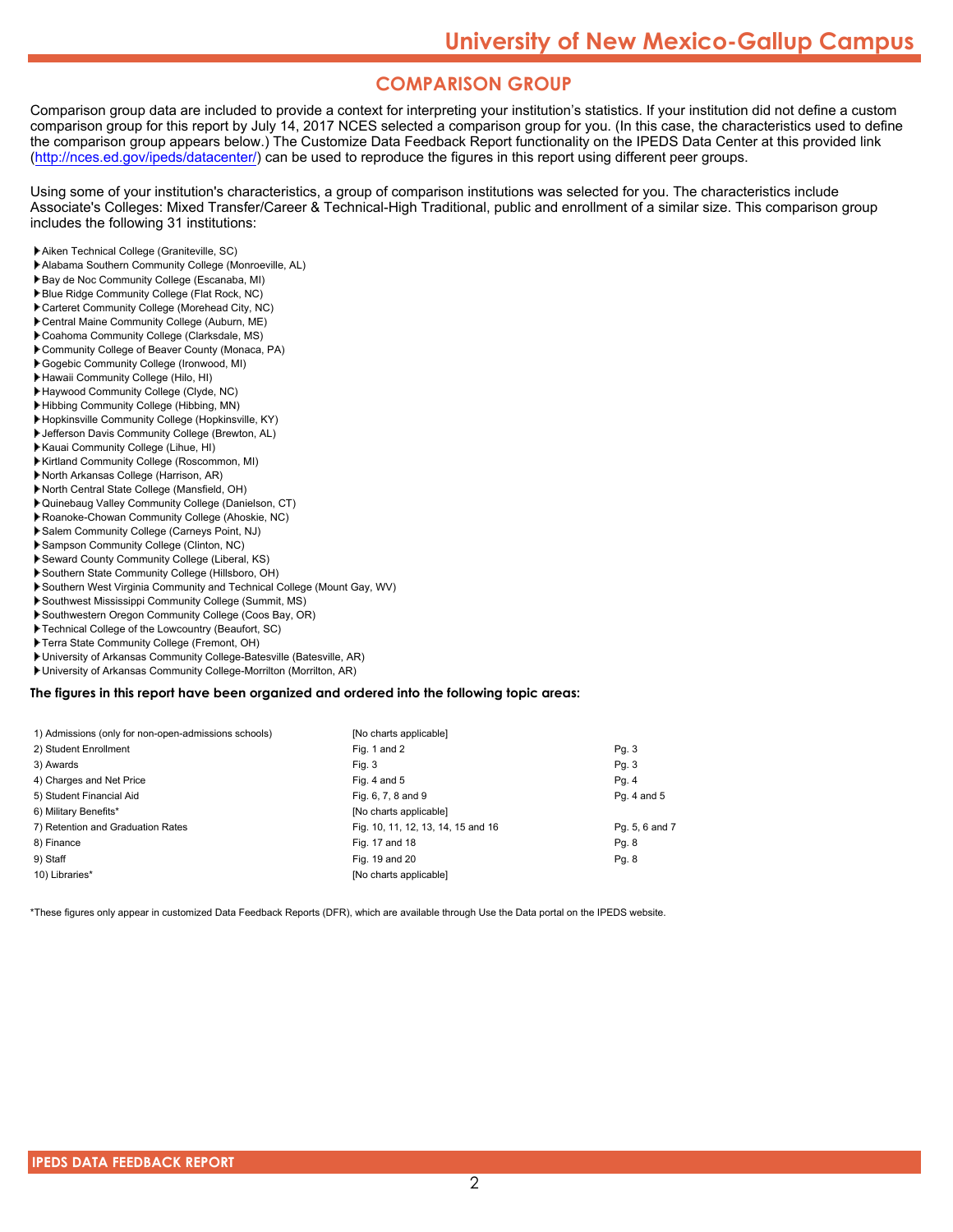## COMPARISON GROUP

Comparison group data are included to provide a context for interpreting your institution's statistics. If your institution did not define a custom comparison group for this report by July 14, 2017 NCES selected a comparison group for you. (In this case, the characteristics used to define the comparison group appears below.) The Customize Data Feedback Report functionality on the IPEDS Data Center at this provided link (http://nces.ed.gov/ipeds/datacenter/) can be used to reproduce the figures in this report using different peer groups.

Using some of your institution's characteristics, a group of comparison institutions was selected for you. The characteristics include Associate's Colleges: Mixed Transfer/Career & Technical-High Traditional, public and enrollment of a similar size. This comparison group includes the following 31 institutions:

- Aiken Technical College (Graniteville, SC)
- Alabama Southern Community College (Monroeville, AL)
- Bay de Noc Community College (Escanaba, MI)
- Blue Ridge Community College (Flat Rock, NC)
- Carteret Community College (Morehead City, NC)
- Central Maine Community College (Auburn, ME)
- Coahoma Community College (Clarksdale, MS)
- Community College of Beaver County (Monaca, PA)
- Gogebic Community College (Ironwood, MI)
- Hawaii Community College (Hilo, HI)
- Haywood Community College (Clyde, NC)
- Hibbing Community College (Hibbing, MN)
- Hopkinsville Community College (Hopkinsville, KY)
- Jefferson Davis Community College (Brewton, AL)
- Kauai Community College (Lihue, HI)
- Kirtland Community College (Roscommon, MI)
- North Arkansas College (Harrison, AR)
- North Central State College (Mansfield, OH)
- Quinebaug Valley Community College (Danielson, CT)
- Roanoke-Chowan Community College (Ahoskie, NC)
- Salem Community College (Carneys Point, NJ)
- Sampson Community College (Clinton, NC)
- Seward County Community College (Liberal, KS)
- Southern State Community College (Hillsboro, OH)
- Southern West Virginia Community and Technical College (Mount Gay, WV)
- Southwest Mississippi Community College (Summit, MS)
- Southwestern Oregon Community College (Coos Bay, OR)
- Technical College of the Lowcountry (Beaufort, SC)
- Terra State Community College (Fremont, OH)
- University of Arkansas Community College-Batesville (Batesville, AR)
- University of Arkansas Community College-Morrilton (Morrilton, AR)

**The figures in this report have been organized and ordered into the following topic areas:**

| Topic area | Figures | Pages |
|---|---|---|
| 1) Admissions (only for non-open-admissions schools) | [No charts applicable] | |
| 2) Student Enrollment | Fig. 1 and 2 | Pg. 3 |
| 3) Awards | Fig. 3 | Pg. 3 |
| 4) Charges and Net Price | Fig. 4 and 5 | Pg. 4 |
| 5) Student Financial Aid | Fig. 6, 7, 8 and 9 | Pg. 4 and 5 |
| 6) Military Benefits* | [No charts applicable] | |
| 7) Retention and Graduation Rates | Fig. 10, 11, 12, 13, 14, 15 and 16 | Pg. 5, 6 and 7 |
| 8) Finance | Fig. 17 and 18 | Pg. 8 |
| 9) Staff | Fig. 19 and 20 | Pg. 8 |
| 10) Libraries* | [No charts applicable] | |

*These figures only appear in customized Data Feedback Reports (DFR), which are available through Use the Data portal on the IPEDS website.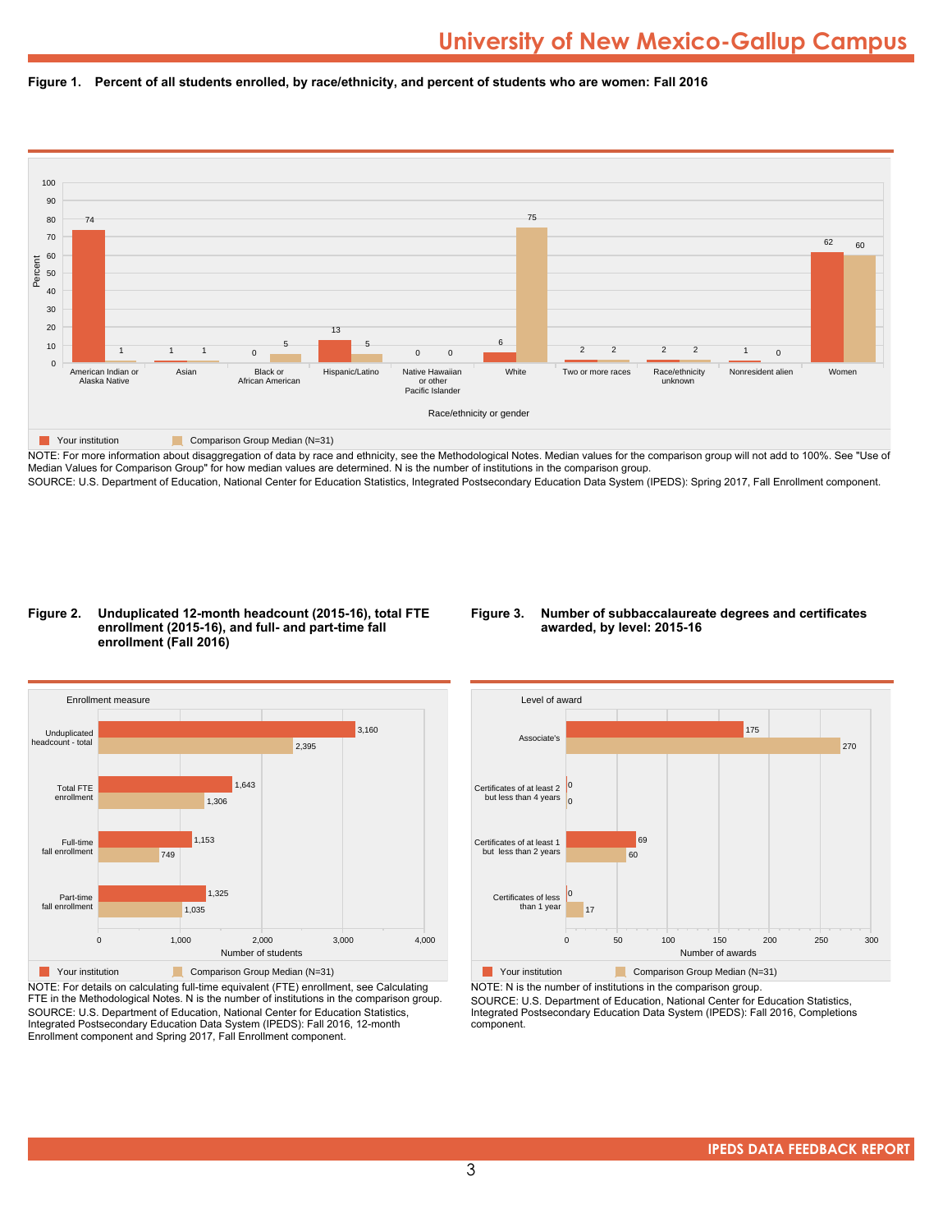# University of New Mexico-Gallup Campus

**Figure 1. Percent of all students enrolled, by race/ethnicity, and percent of students who are women: Fall 2016**

| Race/ethnicity or gender | Your institution | Comparison Group Median (N=31) |
|---|---|---|
| American Indian or Alaska Native | 74 | 1 |
| Asian | 1 | 1 |
| Black or African American | 0 | 5 |
| Hispanic/Latino | 13 | 5 |
| Native Hawaiian or other Pacific Islander | 0 | 0 |
| White | 6 | 75 |
| Two or more races | 2 | 2 |
| Race/ethnicity unknown | 2 | 2 |
| Nonresident alien | 1 | 0 |
| Women | 62 | 60 |

NOTE: For more information about disaggregation of data by race and ethnicity, see the Methodological Notes. Median values for the comparison group will not add to 100%. See "Use of Median Values for Comparison Group" for how median values are determined. N is the number of institutions in the comparison group.
SOURCE: U.S. Department of Education, National Center for Education Statistics, Integrated Postsecondary Education Data System (IPEDS): Spring 2017, Fall Enrollment component.

**Figure 2. Unduplicated 12-month headcount (2015-16), total FTE enrollment (2015-16), and full- and part-time fall enrollment (Fall 2016)**

| Enrollment measure | Your institution | Comparison Group Median (N=31) |
|---|---|---|
| Unduplicated headcount - total | 3,160 | 2,395 |
| Total FTE enrollment | 1,643 | 1,306 |
| Full-time fall enrollment | 1,153 | 749 |
| Part-time fall enrollment | 1,325 | 1,035 |

NOTE: For details on calculating full-time equivalent (FTE) enrollment, see Calculating FTE in the Methodological Notes. N is the number of institutions in the comparison group.
SOURCE: U.S. Department of Education, National Center for Education Statistics, Integrated Postsecondary Education Data System (IPEDS): Fall 2016, 12-month Enrollment component and Spring 2017, Fall Enrollment component.

**Figure 3. Number of subbaccalaureate degrees and certificates awarded, by level: 2015-16**

| Level of award | Your institution | Comparison Group Median (N=31) |
|---|---|---|
| Associate's | 175 | 270 |
| Certificates of at least 2 but less than 4 years | 0 | 0 |
| Certificates of at least 1 but less than 2 years | 69 | 60 |
| Certificates of less than 1 year | 0 | 17 |

NOTE: N is the number of institutions in the comparison group.
SOURCE: U.S. Department of Education, National Center for Education Statistics, Integrated Postsecondary Education Data System (IPEDS): Fall 2016, Completions component.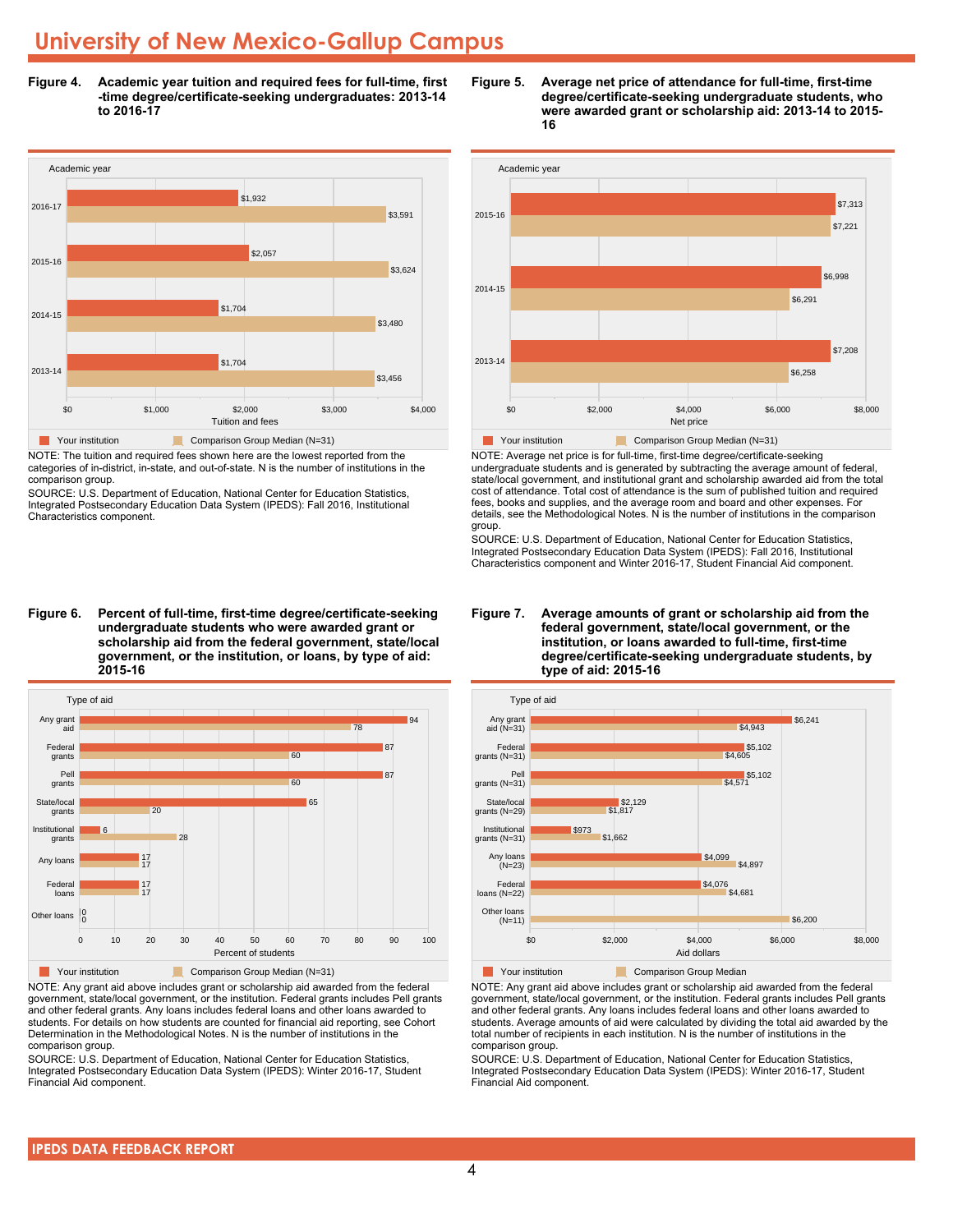# University of New Mexico-Gallup Campus

**Figure 4. Academic year tuition and required fees for full-time, first-time degree/certificate-seeking undergraduates: 2013-14 to 2016-17**

| Academic year | Your institution | Comparison Group Median (N=31) |
|---|---|---|
| 2016-17 | $1,932 | $3,591 |
| 2015-16 | $2,057 | $3,624 |
| 2014-15 | $1,704 | $3,480 |
| 2013-14 | $1,704 | $3,456 |

NOTE: The tuition and required fees shown here are the lowest reported from the categories of in-district, in-state, and out-of-state. N is the number of institutions in the comparison group.

SOURCE: U.S. Department of Education, National Center for Education Statistics, Integrated Postsecondary Education Data System (IPEDS): Fall 2016, Institutional Characteristics component.

**Figure 5. Average net price of attendance for full-time, first-time degree/certificate-seeking undergraduate students, who were awarded grant or scholarship aid: 2013-14 to 2015-16**

| Academic year | Your institution | Comparison Group Median (N=31) |
|---|---|---|
| 2015-16 | $7,313 | $7,221 |
| 2014-15 | $6,998 | $6,291 |
| 2013-14 | $7,208 | $6,258 |

NOTE: Average net price is for full-time, first-time degree/certificate-seeking undergraduate students and is generated by subtracting the average amount of federal, state/local government, and institutional grant and scholarship awarded aid from the total cost of attendance. Total cost of attendance is the sum of published tuition and required fees, books and supplies, and the average room and board and other expenses. For details, see the Methodological Notes. N is the number of institutions in the comparison group.

SOURCE: U.S. Department of Education, National Center for Education Statistics, Integrated Postsecondary Education Data System (IPEDS): Fall 2016, Institutional Characteristics component and Winter 2016-17, Student Financial Aid component.

**Figure 6. Percent of full-time, first-time degree/certificate-seeking undergraduate students who were awarded grant or scholarship aid from the federal government, state/local government, or the institution, or loans, by type of aid: 2015-16**

| Type of aid | Your institution | Comparison Group Median (N=31) |
|---|---|---|
| Any grant aid | 94 | 78 |
| Federal grants | 87 | 60 |
| Pell grants | 87 | 60 |
| State/local grants | 65 | 20 |
| Institutional grants | 6 | 28 |
| Any loans | 17 | 17 |
| Federal loans | 17 | 17 |
| Other loans | 0 | 0 |

NOTE: Any grant aid above includes grant or scholarship aid awarded from the federal government, state/local government, or the institution. Federal grants includes Pell grants and other federal grants. Any loans includes federal loans and other loans awarded to students. For details on how students are counted for financial aid reporting, see Cohort Determination in the Methodological Notes. N is the number of institutions in the comparison group.

SOURCE: U.S. Department of Education, National Center for Education Statistics, Integrated Postsecondary Education Data System (IPEDS): Winter 2016-17, Student Financial Aid component.

**Figure 7. Average amounts of grant or scholarship aid from the federal government, state/local government, or the institution, or loans awarded to full-time, first-time degree/certificate-seeking undergraduate students, by type of aid: 2015-16**

| Type of aid | Your institution | Comparison Group Median |
|---|---|---|
| Any grant aid (N=31) | $6,241 | $4,943 |
| Federal grants (N=31) | $5,102 | $4,605 |
| Pell grants (N=31) | $5,102 | $4,571 |
| State/local grants (N=29) | $2,129 | $1,817 |
| Institutional grants (N=31) | $973 | $1,662 |
| Any loans (N=23) | $4,099 | $4,897 |
| Federal loans (N=22) | $4,076 | $4,681 |
| Other loans (N=11) | | $6,200 |

NOTE: Any grant aid above includes grant or scholarship aid awarded from the federal government, state/local government, or the institution. Federal grants includes Pell grants and other federal grants. Any loans includes federal loans and other loans awarded to students. Average amounts of aid were calculated by dividing the total aid awarded by the total number of recipients in each institution. N is the number of institutions in the comparison group.

SOURCE: U.S. Department of Education, National Center for Education Statistics, Integrated Postsecondary Education Data System (IPEDS): Winter 2016-17, Student Financial Aid component.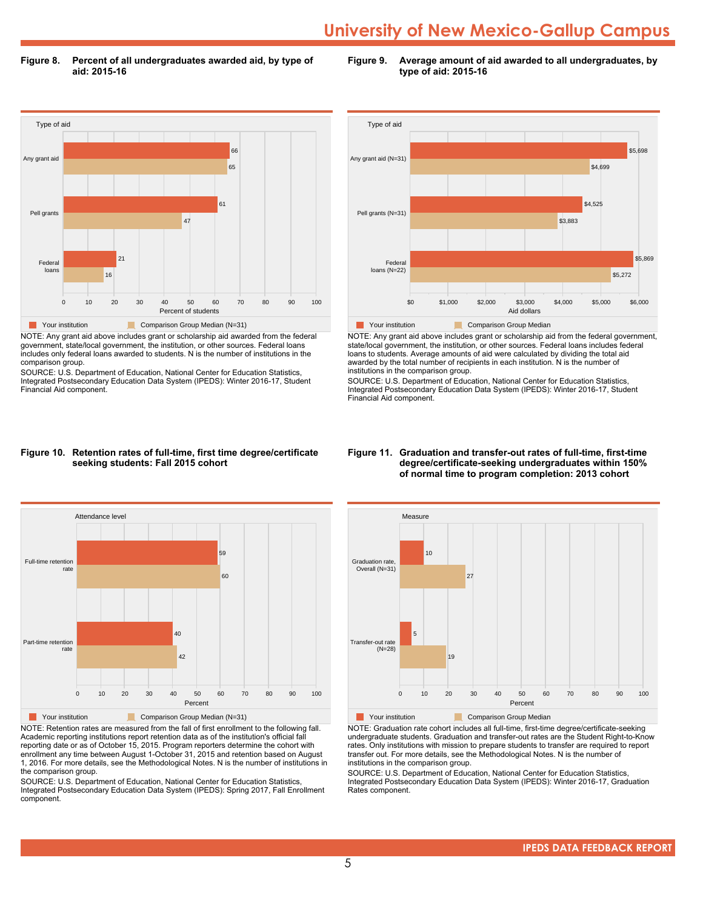# University of New Mexico-Gallup Campus

**Figure 8. Percent of all undergraduates awarded aid, by type of aid: 2015-16**

| Type of aid | Your institution | Comparison Group Median (N=31) |
|---|---|---|
| Any grant aid | 66 | 65 |
| Pell grants | 61 | 47 |
| Federal loans | 21 | 16 |

Percent of students

NOTE: Any grant aid above includes grant or scholarship aid awarded from the federal government, state/local government, the institution, or other sources. Federal loans includes only federal loans awarded to students. N is the number of institutions in the comparison group.

SOURCE: U.S. Department of Education, National Center for Education Statistics, Integrated Postsecondary Education Data System (IPEDS): Winter 2016-17, Student Financial Aid component.

**Figure 9. Average amount of aid awarded to all undergraduates, by type of aid: 2015-16**

| Type of aid | Your institution | Comparison Group Median |
|---|---|---|
| Any grant aid (N=31) | $5,698 | $4,699 |
| Pell grants (N=31) | $4,525 | $3,883 |
| Federal loans (N=22) | $5,869 | $5,272 |

Aid dollars

NOTE: Any grant aid above includes grant or scholarship aid from the federal government, state/local government, the institution, or other sources. Federal loans includes federal loans to students. Average amounts of aid were calculated by dividing the total aid awarded by the total number of recipients in each institution. N is the number of institutions in the comparison group.

SOURCE: U.S. Department of Education, National Center for Education Statistics, Integrated Postsecondary Education Data System (IPEDS): Winter 2016-17, Student Financial Aid component.

**Figure 10. Retention rates of full-time, first time degree/certificate seeking students: Fall 2015 cohort**

| Attendance level | Your institution | Comparison Group Median (N=31) |
|---|---|---|
| Full-time retention rate | 59 | 60 |
| Part-time retention rate | 40 | 42 |

Percent

NOTE: Retention rates are measured from the fall of first enrollment to the following fall. Academic reporting institutions report retention data as of the institution's official fall reporting date or as of October 15, 2015. Program reporters determine the cohort with enrollment any time between August 1-October 31, 2015 and retention based on August 1, 2016. For more details, see the Methodological Notes. N is the number of institutions in the comparison group.

SOURCE: U.S. Department of Education, National Center for Education Statistics, Integrated Postsecondary Education Data System (IPEDS): Spring 2017, Fall Enrollment component.

**Figure 11. Graduation and transfer-out rates of full-time, first-time degree/certificate-seeking undergraduates within 150% of normal time to program completion: 2013 cohort**

| Measure | Your institution | Comparison Group Median |
|---|---|---|
| Graduation rate, Overall (N=31) | 10 | 27 |
| Transfer-out rate (N=28) | 5 | 19 |

Percent

NOTE: Graduation rate cohort includes all full-time, first-time degree/certificate-seeking undergraduate students. Graduation and transfer-out rates are the Student Right-to-Know rates. Only institutions with mission to prepare students to transfer are required to report transfer out. For more details, see the Methodological Notes. N is the number of institutions in the comparison group.

SOURCE: U.S. Department of Education, National Center for Education Statistics, Integrated Postsecondary Education Data System (IPEDS): Winter 2016-17, Graduation Rates component.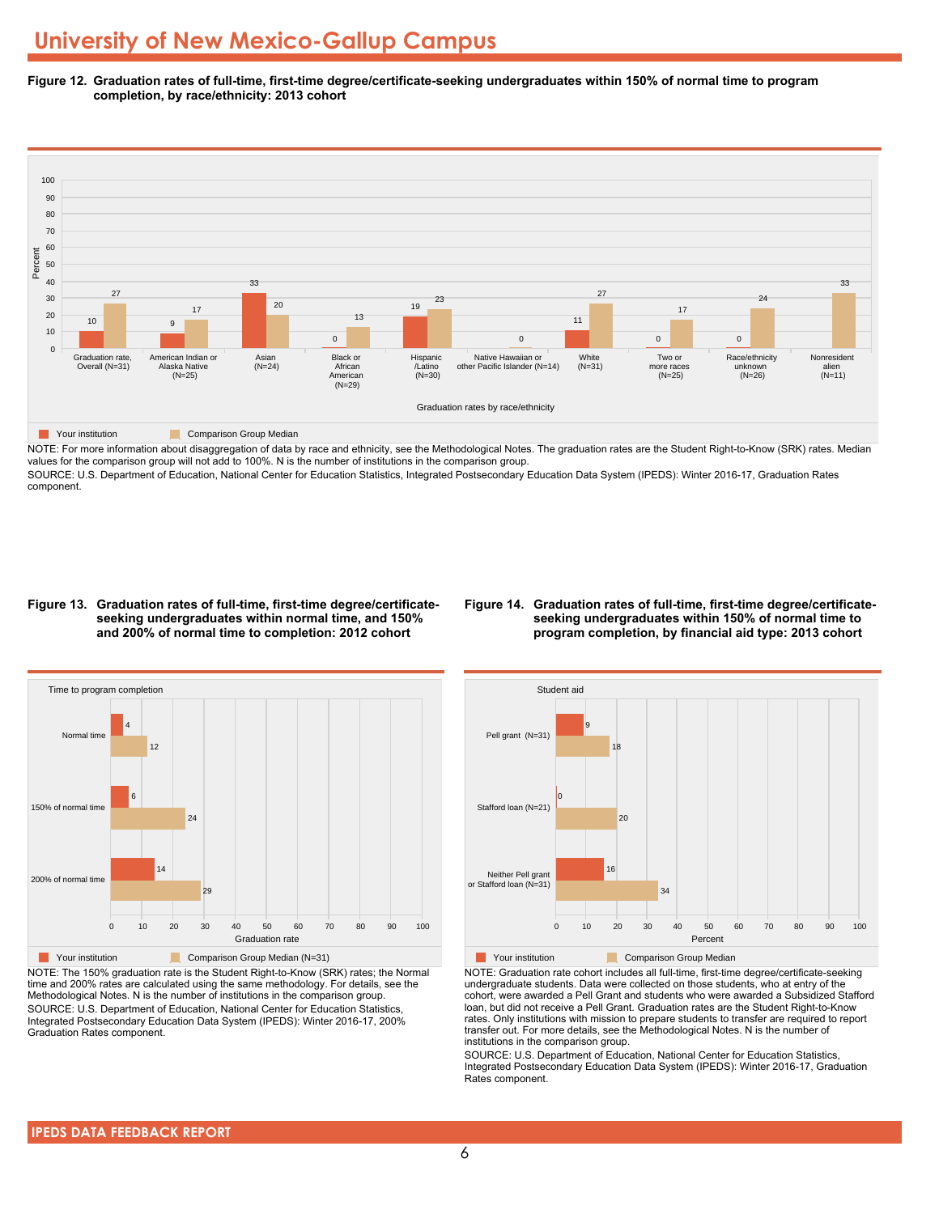# University of New Mexico-Gallup Campus

**Figure 12. Graduation rates of full-time, first-time degree/certificate-seeking undergraduates within 150% of normal time to program completion, by race/ethnicity: 2013 cohort**

| Graduation rates by race/ethnicity | Your institution | Comparison Group Median |
|---|---|---|
| Graduation rate, Overall (N=31) | 10 | 27 |
| American Indian or Alaska Native (N=25) | 9 | 17 |
| Asian (N=24) | 33 | 20 |
| Black or African American (N=29) | 0 | 13 |
| Hispanic /Latino (N=30) | 19 | 23 |
| Native Hawaiian or other Pacific Islander (N=14) | | 0 |
| White (N=31) | 11 | 27 |
| Two or more races (N=25) | 0 | 17 |
| Race/ethnicity unknown (N=26) | 0 | 24 |
| Nonresident alien (N=11) | | 33 |

NOTE: For more information about disaggregation of data by race and ethnicity, see the Methodological Notes. The graduation rates are the Student Right-to-Know (SRK) rates. Median values for the comparison group will not add to 100%. N is the number of institutions in the comparison group.
SOURCE: U.S. Department of Education, National Center for Education Statistics, Integrated Postsecondary Education Data System (IPEDS): Winter 2016-17, Graduation Rates component.

**Figure 13. Graduation rates of full-time, first-time degree/certificate-seeking undergraduates within normal time, and 150% and 200% of normal time to completion: 2012 cohort**

| Time to program completion | Your institution | Comparison Group Median (N=31) |
|---|---|---|
| Normal time | 4 | 12 |
| 150% of normal time | 6 | 24 |
| 200% of normal time | 14 | 29 |

NOTE: The 150% graduation rate is the Student Right-to-Know (SRK) rates; the Normal time and 200% rates are calculated using the same methodology. For details, see the Methodological Notes. N is the number of institutions in the comparison group.
SOURCE: U.S. Department of Education, National Center for Education Statistics, Integrated Postsecondary Education Data System (IPEDS): Winter 2016-17, 200% Graduation Rates component.

**Figure 14. Graduation rates of full-time, first-time degree/certificate-seeking undergraduates within 150% of normal time to program completion, by financial aid type: 2013 cohort**

| Student aid | Your institution | Comparison Group Median |
|---|---|---|
| Pell grant (N=31) | 9 | 18 |
| Stafford loan (N=21) | 0 | 20 |
| Neither Pell grant or Stafford loan (N=31) | 16 | 34 |

NOTE: Graduation rate cohort includes all full-time, first-time degree/certificate-seeking undergraduate students. Data were collected on those students, who at entry of the cohort, were awarded a Pell Grant and students who were awarded a Subsidized Stafford loan, but did not receive a Pell Grant. Graduation rates are the Student Right-to-Know rates. Only institutions with mission to prepare students to transfer are required to report transfer out. For more details, see the Methodological Notes. N is the number of institutions in the comparison group.
SOURCE: U.S. Department of Education, National Center for Education Statistics, Integrated Postsecondary Education Data System (IPEDS): Winter 2016-17, Graduation Rates component.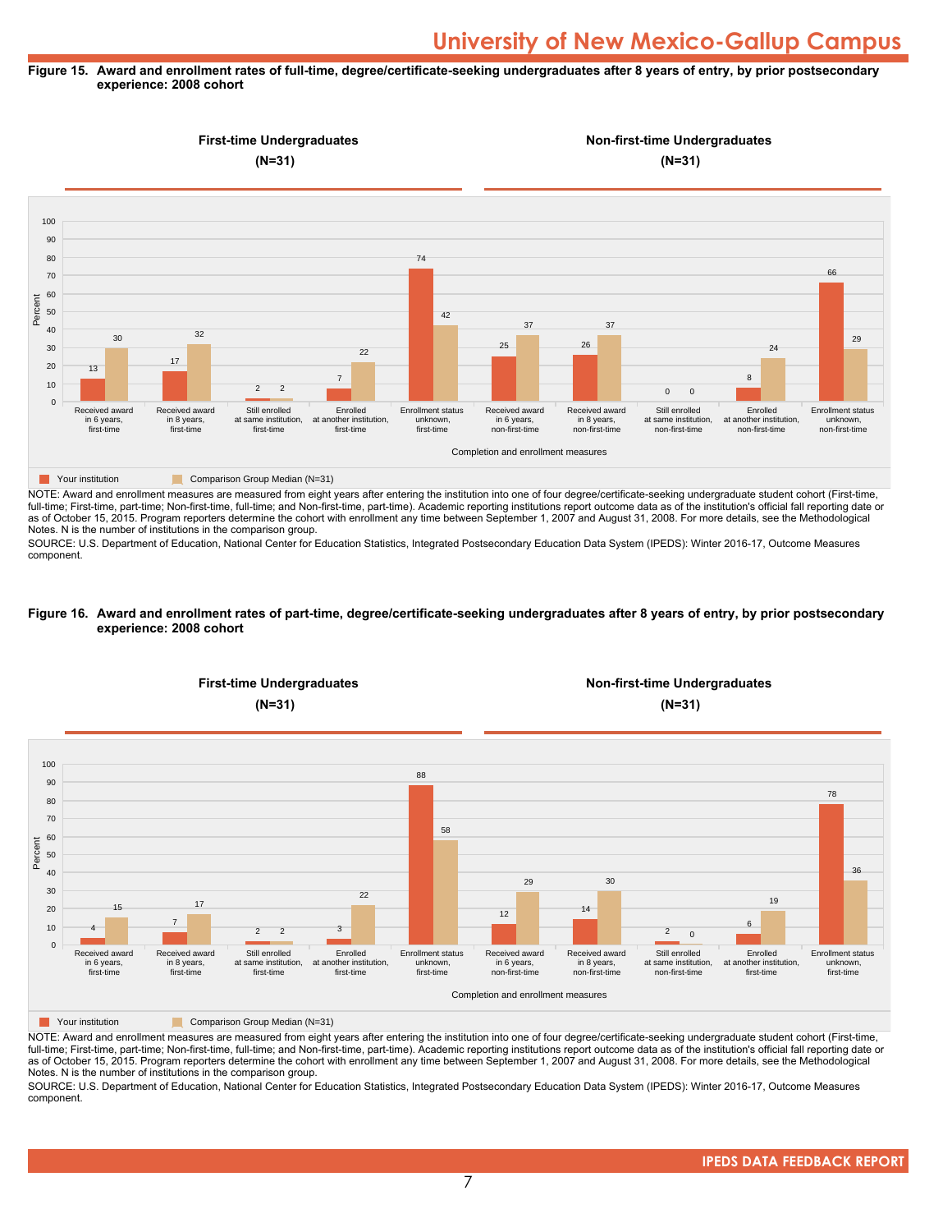# University of New Mexico-Gallup Campus

**Figure 15. Award and enrollment rates of full-time, degree/certificate-seeking undergraduates after 8 years of entry, by prior postsecondary experience: 2008 cohort**

**First-time Undergraduates (N=31)** | **Non-first-time Undergraduates (N=31)**

| Completion and enrollment measures | Your institution | Comparison Group Median (N=31) |
|---|---|---|
| Received award in 6 years, first-time | 13 | 30 |
| Received award in 8 years, first-time | 17 | 32 |
| Still enrolled at same institution, first-time | 2 | 2 |
| Enrolled at another institution, first-time | 7 | 22 |
| Enrollment status unknown, first-time | 74 | 42 |
| Received award in 6 years, non-first-time | 25 | 37 |
| Received award in 8 years, non-first-time | 26 | 37 |
| Still enrolled at same institution, non-first-time | 0 | 0 |
| Enrolled at another institution, non-first-time | 8 | 24 |
| Enrollment status unknown, non-first-time | 66 | 29 |

NOTE: Award and enrollment measures are measured from eight years after entering the institution into one of four degree/certificate-seeking undergraduate student cohort (First-time, full-time; First-time, part-time; Non-first-time, full-time; and Non-first-time, part-time). Academic reporting institutions report outcome data as of the institution's official fall reporting date or as of October 15, 2015. Program reporters determine the cohort with enrollment any time between September 1, 2007 and August 31, 2008. For more details, see the Methodological Notes. N is the number of institutions in the comparison group.

SOURCE: U.S. Department of Education, National Center for Education Statistics, Integrated Postsecondary Education Data System (IPEDS): Winter 2016-17, Outcome Measures component.

**Figure 16. Award and enrollment rates of part-time, degree/certificate-seeking undergraduates after 8 years of entry, by prior postsecondary experience: 2008 cohort**

**First-time Undergraduates (N=31)** | **Non-first-time Undergraduates (N=31)**

| Completion and enrollment measures | Your institution | Comparison Group Median (N=31) |
|---|---|---|
| Received award in 6 years, first-time | 4 | 15 |
| Received award in 8 years, first-time | 7 | 17 |
| Still enrolled at same institution, first-time | 2 | 2 |
| Enrolled at another institution, first-time | 3 | 22 |
| Enrollment status unknown, first-time | 88 | 58 |
| Received award in 6 years, non-first-time | 12 | 29 |
| Received award in 8 years, non-first-time | 14 | 30 |
| Still enrolled at same institution, non-first-time | 2 | 0 |
| Enrolled at another institution, first-time | 6 | 19 |
| Enrollment status unknown, first-time | 78 | 36 |

NOTE: Award and enrollment measures are measured from eight years after entering the institution into one of four degree/certificate-seeking undergraduate student cohort (First-time, full-time; First-time, part-time; Non-first-time, full-time; and Non-first-time, part-time). Academic reporting institutions report outcome data as of the institution's official fall reporting date or as of October 15, 2015. Program reporters determine the cohort with enrollment any time between September 1, 2007 and August 31, 2008. For more details, see the Methodological Notes. N is the number of institutions in the comparison group.

SOURCE: U.S. Department of Education, National Center for Education Statistics, Integrated Postsecondary Education Data System (IPEDS): Winter 2016-17, Outcome Measures component.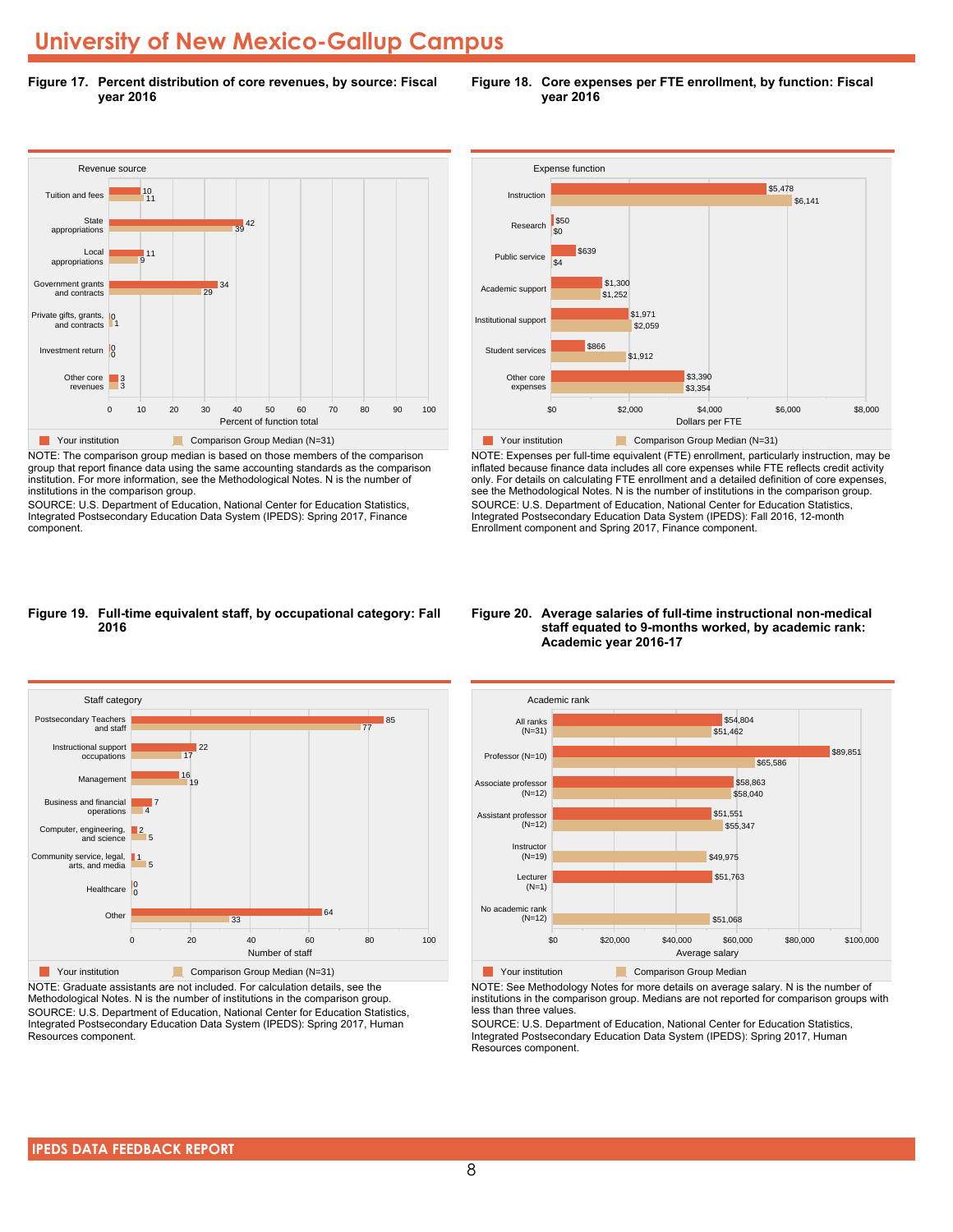# University of New Mexico-Gallup Campus

**Figure 17. Percent distribution of core revenues, by source: Fiscal year 2016**

| Revenue source | Your institution | Comparison Group Median (N=31) |
|---|---|---|
| Tuition and fees | 10 | 11 |
| State appropriations | 42 | 39 |
| Local appropriations | 11 | 9 |
| Government grants and contracts | 34 | 29 |
| Private gifts, grants, and contracts | 0 | 1 |
| Investment return | 0 | 0 |
| Other core revenues | 3 | 3 |

Percent of function total

NOTE: The comparison group median is based on those members of the comparison group that report finance data using the same accounting standards as the comparison institution. For more information, see the Methodological Notes. N is the number of institutions in the comparison group.

SOURCE: U.S. Department of Education, National Center for Education Statistics, Integrated Postsecondary Education Data System (IPEDS): Spring 2017, Finance component.

**Figure 18. Core expenses per FTE enrollment, by function: Fiscal year 2016**

| Expense function | Your institution | Comparison Group Median (N=31) |
|---|---|---|
| Instruction | $5,478 | $6,141 |
| Research | $50 | $0 |
| Public service | $639 | $4 |
| Academic support | $1,300 | $1,252 |
| Institutional support | $1,971 | $2,059 |
| Student services | $866 | $1,912 |
| Other core expenses | $3,390 | $3,354 |

Dollars per FTE

NOTE: Expenses per full-time equivalent (FTE) enrollment, particularly instruction, may be inflated because finance data includes all core expenses while FTE reflects credit activity only. For details on calculating FTE enrollment and a detailed definition of core expenses, see the Methodological Notes. N is the number of institutions in the comparison group.

SOURCE: U.S. Department of Education, National Center for Education Statistics, Integrated Postsecondary Education Data System (IPEDS): Fall 2016, 12-month Enrollment component and Spring 2017, Finance component.

**Figure 19. Full-time equivalent staff, by occupational category: Fall 2016**

| Staff category | Your institution | Comparison Group Median (N=31) |
|---|---|---|
| Postsecondary Teachers and staff | 85 | 77 |
| Instructional support occupations | 22 | 17 |
| Management | 16 | 19 |
| Business and financial operations | 7 | 4 |
| Computer, engineering, and science | 2 | 5 |
| Community service, legal, arts, and media | 1 | 5 |
| Healthcare | 0 | 0 |
| Other | 64 | 33 |

Number of staff

NOTE: Graduate assistants are not included. For calculation details, see the Methodological Notes. N is the number of institutions in the comparison group.

SOURCE: U.S. Department of Education, National Center for Education Statistics, Integrated Postsecondary Education Data System (IPEDS): Spring 2017, Human Resources component.

**Figure 20. Average salaries of full-time instructional non-medical staff equated to 9-months worked, by academic rank: Academic year 2016-17**

| Academic rank | Your institution | Comparison Group Median |
|---|---|---|
| All ranks (N=31) | $54,804 | $51,462 |
| Professor (N=10) | $89,851 | $65,586 |
| Associate professor (N=12) | $58,863 | $58,040 |
| Assistant professor (N=12) | $51,551 | $55,347 |
| Instructor (N=19) | | $49,975 |
| Lecturer (N=1) | $51,763 | |
| No academic rank (N=12) | | $51,068 |

Average salary

NOTE: See Methodology Notes for more details on average salary. N is the number of institutions in the comparison group. Medians are not reported for comparison groups with less than three values.

SOURCE: U.S. Department of Education, National Center for Education Statistics, Integrated Postsecondary Education Data System (IPEDS): Spring 2017, Human Resources component.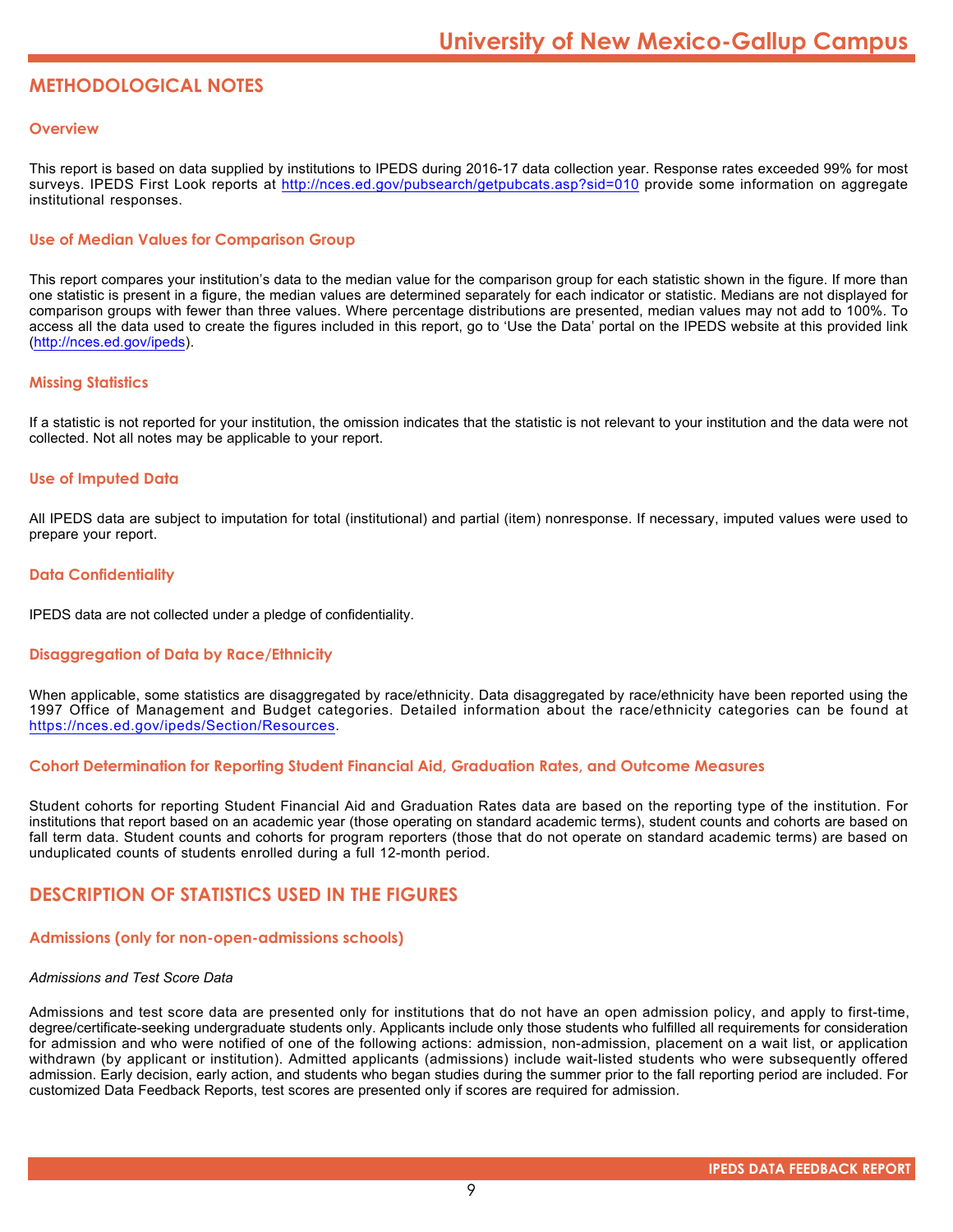## METHODOLOGICAL NOTES

### Overview

This report is based on data supplied by institutions to IPEDS during 2016-17 data collection year. Response rates exceeded 99% for most surveys. IPEDS First Look reports at http://nces.ed.gov/pubsearch/getpubcats.asp?sid=010 provide some information on aggregate institutional responses.

### Use of Median Values for Comparison Group

This report compares your institution's data to the median value for the comparison group for each statistic shown in the figure. If more than one statistic is present in a figure, the median values are determined separately for each indicator or statistic. Medians are not displayed for comparison groups with fewer than three values. Where percentage distributions are presented, median values may not add to 100%. To access all the data used to create the figures included in this report, go to 'Use the Data' portal on the IPEDS website at this provided link (http://nces.ed.gov/ipeds).

### Missing Statistics

If a statistic is not reported for your institution, the omission indicates that the statistic is not relevant to your institution and the data were not collected. Not all notes may be applicable to your report.

### Use of Imputed Data

All IPEDS data are subject to imputation for total (institutional) and partial (item) nonresponse. If necessary, imputed values were used to prepare your report.

### Data Confidentiality

IPEDS data are not collected under a pledge of confidentiality.

### Disaggregation of Data by Race/Ethnicity

When applicable, some statistics are disaggregated by race/ethnicity. Data disaggregated by race/ethnicity have been reported using the 1997 Office of Management and Budget categories. Detailed information about the race/ethnicity categories can be found at https://nces.ed.gov/ipeds/Section/Resources.

### Cohort Determination for Reporting Student Financial Aid, Graduation Rates, and Outcome Measures

Student cohorts for reporting Student Financial Aid and Graduation Rates data are based on the reporting type of the institution. For institutions that report based on an academic year (those operating on standard academic terms), student counts and cohorts are based on fall term data. Student counts and cohorts for program reporters (those that do not operate on standard academic terms) are based on unduplicated counts of students enrolled during a full 12-month period.

## DESCRIPTION OF STATISTICS USED IN THE FIGURES

### Admissions (only for non-open-admissions schools)

*Admissions and Test Score Data*

Admissions and test score data are presented only for institutions that do not have an open admission policy, and apply to first-time, degree/certificate-seeking undergraduate students only. Applicants include only those students who fulfilled all requirements for consideration for admission and who were notified of one of the following actions: admission, non-admission, placement on a wait list, or application withdrawn (by applicant or institution). Admitted applicants (admissions) include wait-listed students who were subsequently offered admission. Early decision, early action, and students who began studies during the summer prior to the fall reporting period are included. For customized Data Feedback Reports, test scores are presented only if scores are required for admission.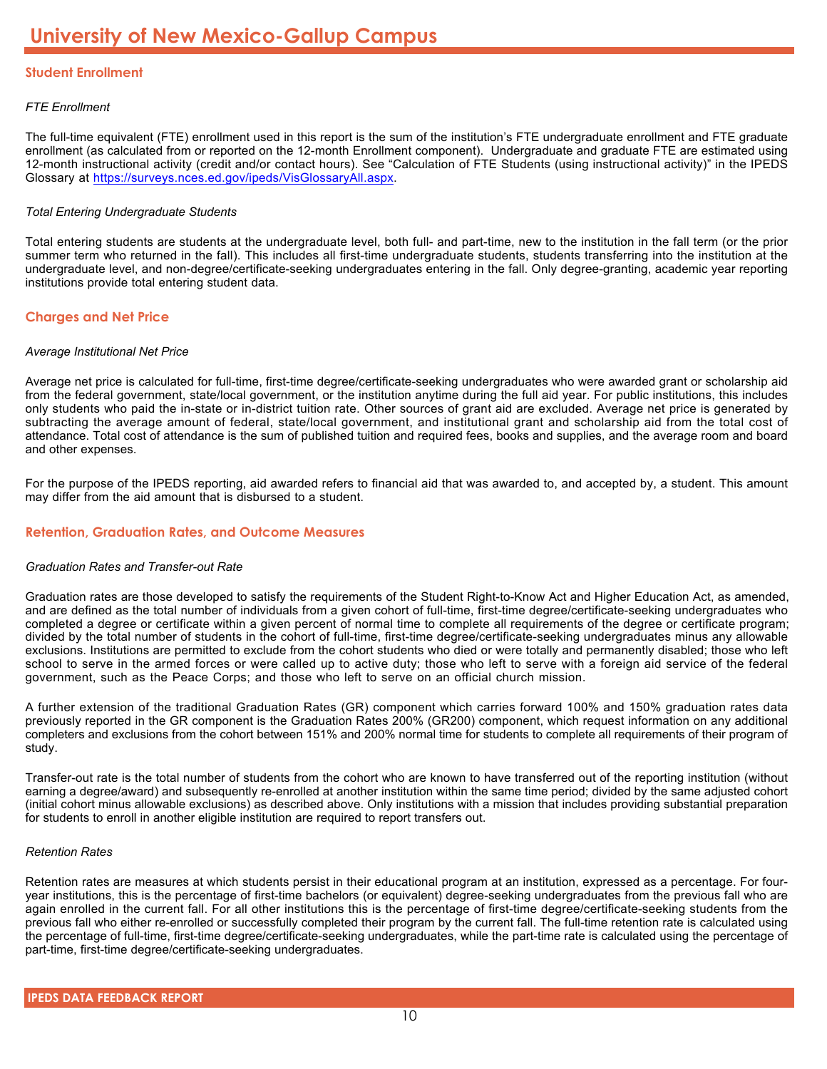# University of New Mexico-Gallup Campus

## Student Enrollment

*FTE Enrollment*

The full-time equivalent (FTE) enrollment used in this report is the sum of the institution's FTE undergraduate enrollment and FTE graduate enrollment (as calculated from or reported on the 12-month Enrollment component). Undergraduate and graduate FTE are estimated using 12-month instructional activity (credit and/or contact hours). See "Calculation of FTE Students (using instructional activity)" in the IPEDS Glossary at [https://surveys.nces.ed.gov/ipeds/VisGlossaryAll.aspx](https://surveys.nces.ed.gov/ipeds/VisGlossaryAll.aspx).

*Total Entering Undergraduate Students*

Total entering students are students at the undergraduate level, both full- and part-time, new to the institution in the fall term (or the prior summer term who returned in the fall). This includes all first-time undergraduate students, students transferring into the institution at the undergraduate level, and non-degree/certificate-seeking undergraduates entering in the fall. Only degree-granting, academic year reporting institutions provide total entering student data.

## Charges and Net Price

*Average Institutional Net Price*

Average net price is calculated for full-time, first-time degree/certificate-seeking undergraduates who were awarded grant or scholarship aid from the federal government, state/local government, or the institution anytime during the full aid year. For public institutions, this includes only students who paid the in-state or in-district tuition rate. Other sources of grant aid are excluded. Average net price is generated by subtracting the average amount of federal, state/local government, and institutional grant and scholarship aid from the total cost of attendance. Total cost of attendance is the sum of published tuition and required fees, books and supplies, and the average room and board and other expenses.

For the purpose of the IPEDS reporting, aid awarded refers to financial aid that was awarded to, and accepted by, a student. This amount may differ from the aid amount that is disbursed to a student.

## Retention, Graduation Rates, and Outcome Measures

*Graduation Rates and Transfer-out Rate*

Graduation rates are those developed to satisfy the requirements of the Student Right-to-Know Act and Higher Education Act, as amended, and are defined as the total number of individuals from a given cohort of full-time, first-time degree/certificate-seeking undergraduates who completed a degree or certificate within a given percent of normal time to complete all requirements of the degree or certificate program; divided by the total number of students in the cohort of full-time, first-time degree/certificate-seeking undergraduates minus any allowable exclusions. Institutions are permitted to exclude from the cohort students who died or were totally and permanently disabled; those who left school to serve in the armed forces or were called up to active duty; those who left to serve with a foreign aid service of the federal government, such as the Peace Corps; and those who left to serve on an official church mission.

A further extension of the traditional Graduation Rates (GR) component which carries forward 100% and 150% graduation rates data previously reported in the GR component is the Graduation Rates 200% (GR200) component, which request information on any additional completers and exclusions from the cohort between 151% and 200% normal time for students to complete all requirements of their program of study.

Transfer-out rate is the total number of students from the cohort who are known to have transferred out of the reporting institution (without earning a degree/award) and subsequently re-enrolled at another institution within the same time period; divided by the same adjusted cohort (initial cohort minus allowable exclusions) as described above. Only institutions with a mission that includes providing substantial preparation for students to enroll in another eligible institution are required to report transfers out.

*Retention Rates*

Retention rates are measures at which students persist in their educational program at an institution, expressed as a percentage. For four-year institutions, this is the percentage of first-time bachelors (or equivalent) degree-seeking undergraduates from the previous fall who are again enrolled in the current fall. For all other institutions this is the percentage of first-time degree/certificate-seeking students from the previous fall who either re-enrolled or successfully completed their program by the current fall. The full-time retention rate is calculated using the percentage of full-time, first-time degree/certificate-seeking undergraduates, while the part-time rate is calculated using the percentage of part-time, first-time degree/certificate-seeking undergraduates.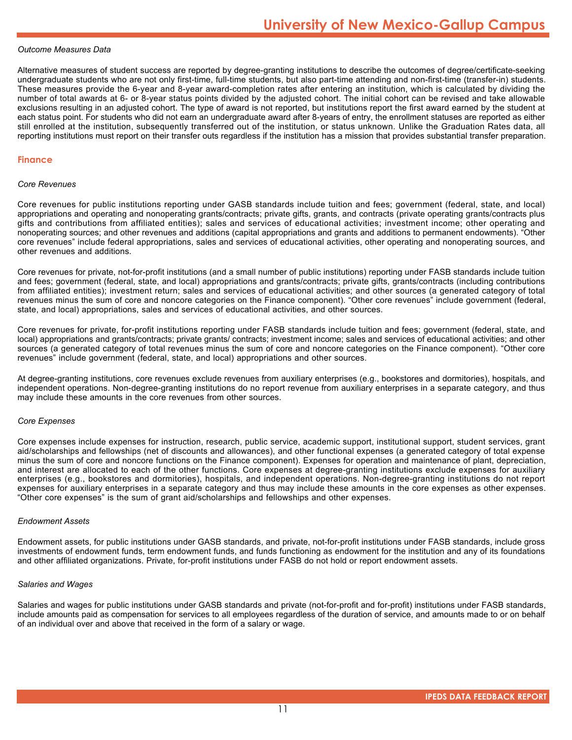*Outcome Measures Data*

Alternative measures of student success are reported by degree-granting institutions to describe the outcomes of degree/certificate-seeking undergraduate students who are not only first-time, full-time students, but also part-time attending and non-first-time (transfer-in) students. These measures provide the 6-year and 8-year award-completion rates after entering an institution, which is calculated by dividing the number of total awards at 6- or 8-year status points divided by the adjusted cohort. The initial cohort can be revised and take allowable exclusions resulting in an adjusted cohort. The type of award is not reported, but institutions report the first award earned by the student at each status point. For students who did not earn an undergraduate award after 8-years of entry, the enrollment statuses are reported as either still enrolled at the institution, subsequently transferred out of the institution, or status unknown. Unlike the Graduation Rates data, all reporting institutions must report on their transfer outs regardless if the institution has a mission that provides substantial transfer preparation.

## Finance

*Core Revenues*

Core revenues for public institutions reporting under GASB standards include tuition and fees; government (federal, state, and local) appropriations and operating and nonoperating grants/contracts; private gifts, grants, and contracts (private operating grants/contracts plus gifts and contributions from affiliated entities); sales and services of educational activities; investment income; other operating and nonoperating sources; and other revenues and additions (capital appropriations and grants and additions to permanent endowments). “Other core revenues” include federal appropriations, sales and services of educational activities, other operating and nonoperating sources, and other revenues and additions.

Core revenues for private, not-for-profit institutions (and a small number of public institutions) reporting under FASB standards include tuition and fees; government (federal, state, and local) appropriations and grants/contracts; private gifts, grants/contracts (including contributions from affiliated entities); investment return; sales and services of educational activities; and other sources (a generated category of total revenues minus the sum of core and noncore categories on the Finance component). “Other core revenues” include government (federal, state, and local) appropriations, sales and services of educational activities, and other sources.

Core revenues for private, for-profit institutions reporting under FASB standards include tuition and fees; government (federal, state, and local) appropriations and grants/contracts; private grants/ contracts; investment income; sales and services of educational activities; and other sources (a generated category of total revenues minus the sum of core and noncore categories on the Finance component). “Other core revenues” include government (federal, state, and local) appropriations and other sources.

At degree-granting institutions, core revenues exclude revenues from auxiliary enterprises (e.g., bookstores and dormitories), hospitals, and independent operations. Non-degree-granting institutions do no report revenue from auxiliary enterprises in a separate category, and thus may include these amounts in the core revenues from other sources.

*Core Expenses*

Core expenses include expenses for instruction, research, public service, academic support, institutional support, student services, grant aid/scholarships and fellowships (net of discounts and allowances), and other functional expenses (a generated category of total expense minus the sum of core and noncore functions on the Finance component). Expenses for operation and maintenance of plant, depreciation, and interest are allocated to each of the other functions. Core expenses at degree-granting institutions exclude expenses for auxiliary enterprises (e.g., bookstores and dormitories), hospitals, and independent operations. Non-degree-granting institutions do not report expenses for auxiliary enterprises in a separate category and thus may include these amounts in the core expenses as other expenses. “Other core expenses” is the sum of grant aid/scholarships and fellowships and other expenses.

*Endowment Assets*

Endowment assets, for public institutions under GASB standards, and private, not-for-profit institutions under FASB standards, include gross investments of endowment funds, term endowment funds, and funds functioning as endowment for the institution and any of its foundations and other affiliated organizations. Private, for-profit institutions under FASB do not hold or report endowment assets.

*Salaries and Wages*

Salaries and wages for public institutions under GASB standards and private (not-for-profit and for-profit) institutions under FASB standards, include amounts paid as compensation for services to all employees regardless of the duration of service, and amounts made to or on behalf of an individual over and above that received in the form of a salary or wage.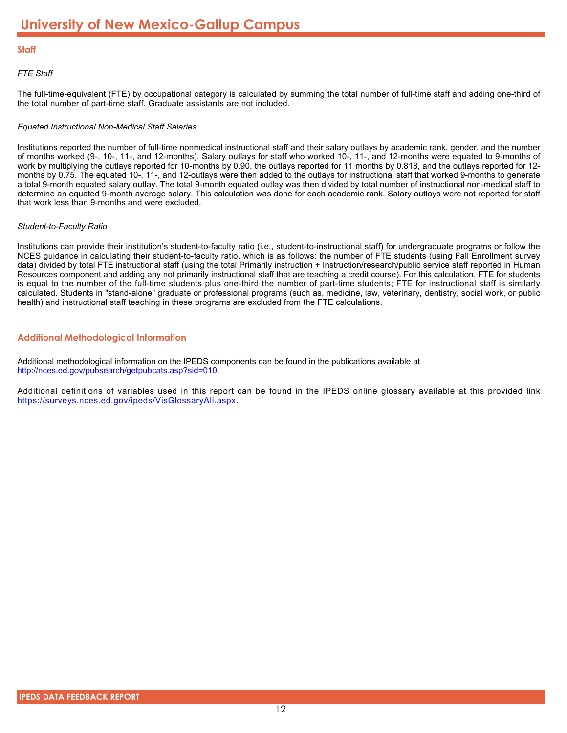# University of New Mexico-Gallup Campus

## Staff

*FTE Staff*

The full-time-equivalent (FTE) by occupational category is calculated by summing the total number of full-time staff and adding one-third of the total number of part-time staff. Graduate assistants are not included.

*Equated Instructional Non-Medical Staff Salaries*

Institutions reported the number of full-time nonmedical instructional staff and their salary outlays by academic rank, gender, and the number of months worked (9-, 10-, 11-, and 12-months). Salary outlays for staff who worked 10-, 11-, and 12-months were equated to 9-months of work by multiplying the outlays reported for 10-months by 0.90, the outlays reported for 11 months by 0.818, and the outlays reported for 12-months by 0.75. The equated 10-, 11-, and 12-outlays were then added to the outlays for instructional staff that worked 9-months to generate a total 9-month equated salary outlay. The total 9-month equated outlay was then divided by total number of instructional non-medical staff to determine an equated 9-month average salary. This calculation was done for each academic rank. Salary outlays were not reported for staff that work less than 9-months and were excluded.

*Student-to-Faculty Ratio*

Institutions can provide their institution's student-to-faculty ratio (i.e., student-to-instructional staff) for undergraduate programs or follow the NCES guidance in calculating their student-to-faculty ratio, which is as follows: the number of FTE students (using Fall Enrollment survey data) divided by total FTE instructional staff (using the total Primarily instruction + Instruction/research/public service staff reported in Human Resources component and adding any not primarily instructional staff that are teaching a credit course). For this calculation, FTE for students is equal to the number of the full-time students plus one-third the number of part-time students; FTE for instructional staff is similarly calculated. Students in "stand-alone" graduate or professional programs (such as, medicine, law, veterinary, dentistry, social work, or public health) and instructional staff teaching in these programs are excluded from the FTE calculations.

## Additional Methodological Information

Additional methodological information on the IPEDS components can be found in the publications available at http://nces.ed.gov/pubsearch/getpubcats.asp?sid=010.

Additional definitions of variables used in this report can be found in the IPEDS online glossary available at this provided link https://surveys.nces.ed.gov/ipeds/VisGlossaryAll.aspx.